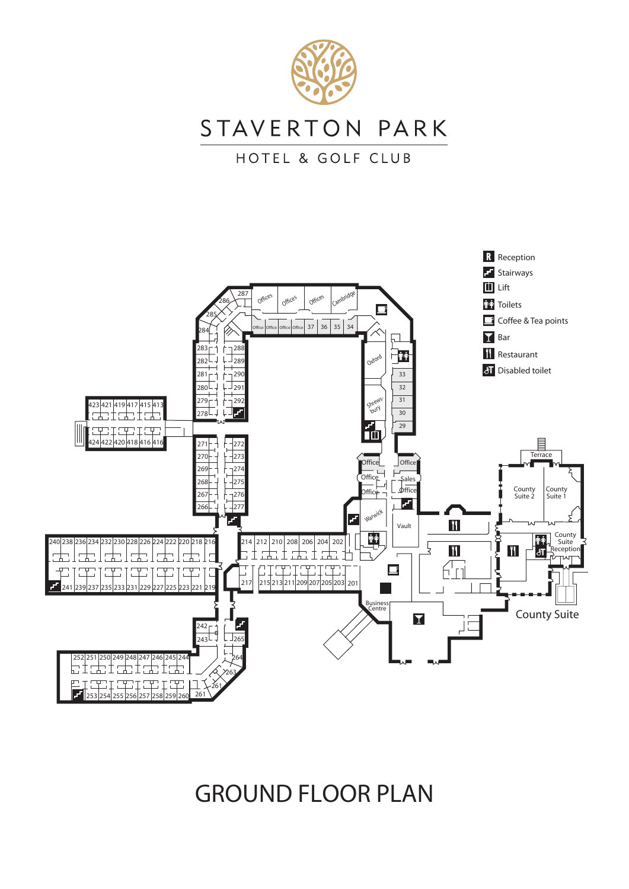# STAVERTON PARK

HOTEL & GOLF CLUB

- Reception
- Stairways
- Lift
- Toilets
- Coffee & Tea points
- Bar
- Restaurant
- Disabled toilet

# GROUND FLOOR PLAN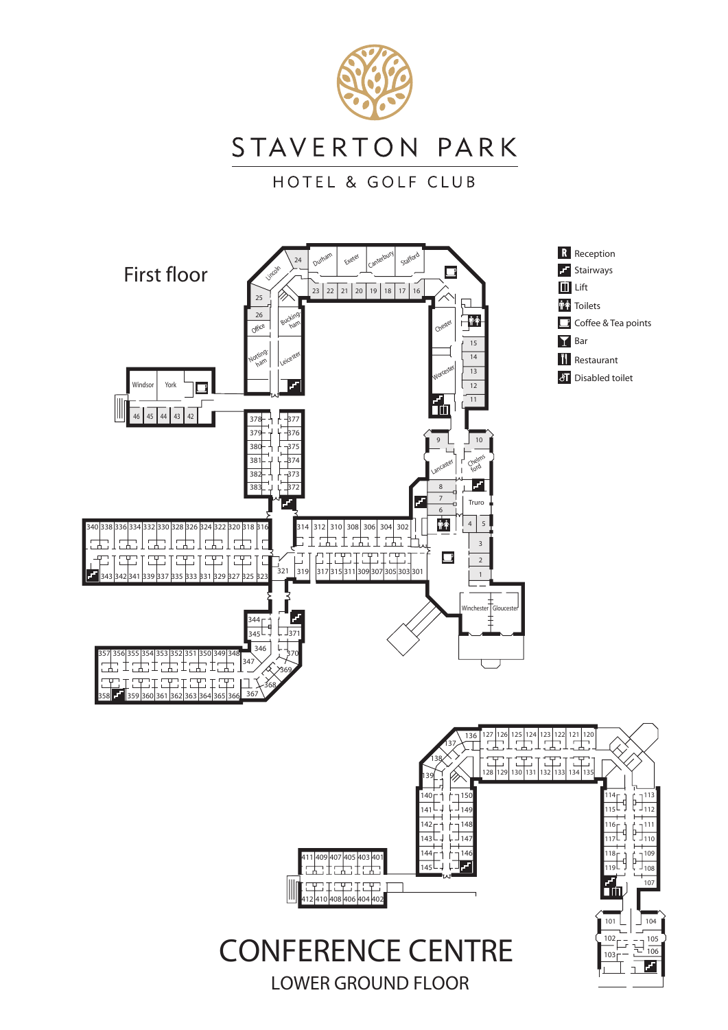# STAVERTON PARK

HOTEL & GOLF CLUB

## First floor

- Reception
- Stairways
- Lift
- Toilets
- Coffee & Tea points
- Bar
- Restaurant
- Disabled toilet

Lincoln 24 Durham Exeter Canterbury Stafford

23 22 21 20 19 18 17 16

25 Buckingham

26 Office

Chester

15 14 13 12 11

Nottingham Leicester Worcester

Windsor York

46 45 44 43 42

378 377 379 376 380 375 381 374 382 373 383 372

9 10

Lancaster Chelmsford

8 7 6

Truro

4 5 3 2 1

340 338 336 334 332 330 328 326 324 322 320 318 316

343 342 341 339 337 335 333 331 329 327 325 323

321 319

314 312 310 308 306 304 302

317 315 311 309 307 305 303 301

344 371 345 346 370 347 369 368

357 356 355 354 353 352 351 350 349 348

358 359 360 361 362 363 364 365 366 367

Winchester Gloucester

136 127 126 125 124 123 122 121 120

137 138 139

128 129 130 131 132 133 134 135

140 150 141 149 142 148 143 147 144 146 145

114 113 115 112 116 111 117 110 118 109 119 108 107

411 409 407 405 403 401

412 410 408 406 404 402

101 104 102 105 103 106

# CONFERENCE CENTRE

LOWER GROUND FLOOR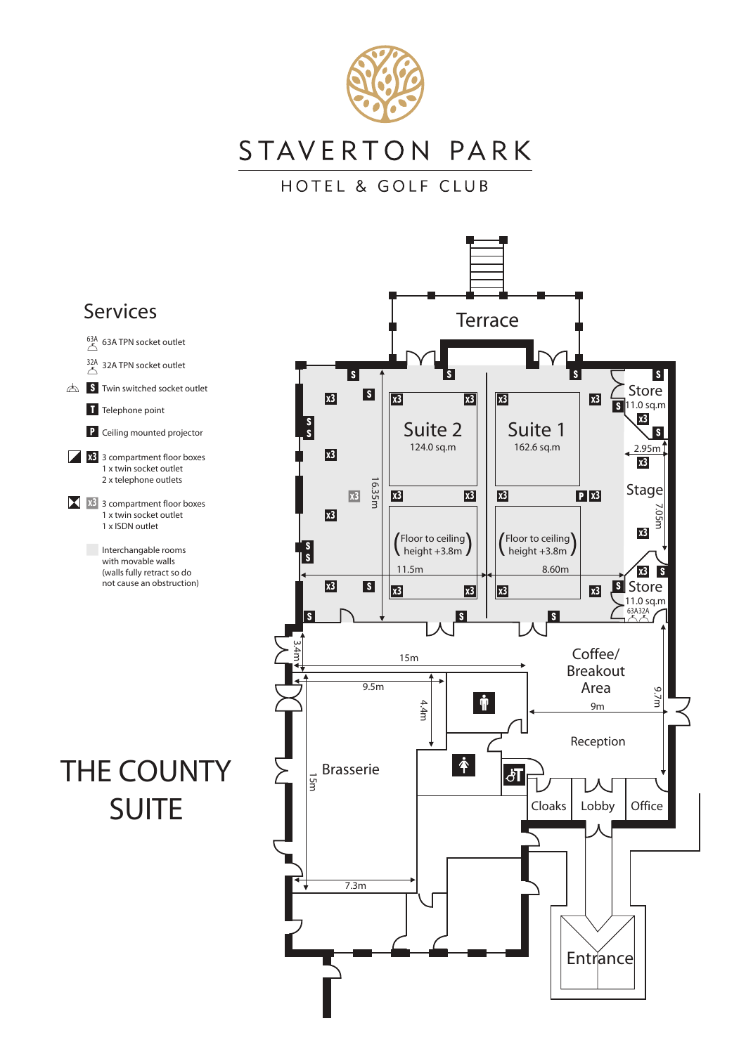# STAVERTON PARK

HOTEL & GOLF CLUB

## Services

- 63A 63A TPN socket outlet
- 32A 32A TPN socket outlet
- S Twin switched socket outlet
- T Telephone point
- P Ceiling mounted projector
- x3 3 compartment floor boxes
  1 x twin socket outlet
  2 x telephone outlets
- x3 3 compartment floor boxes
  1 x twin socket outlet
  1 x ISDN outlet
- Interchangable rooms with movable walls (walls fully retract so do not cause an obstruction)

# THE COUNTY SUITE

Terrace

Suite 2
124.0 sq.m

Suite 1
162.6 sq.m

(Floor to ceiling height +3.8m)

(Floor to ceiling height +3.8m)

16.35m

11.5m

8.60m

Store
11.0 sq.m

2.95m

Stage

7.05m

Store
11.0 sq.m

63A 32A

3.4m

15m

9.5m

4.4m

Coffee/ Breakout Area

9m

9.7m

Reception

Brasserie

15m

7.3m

Cloaks

Lobby

Office

Entrance